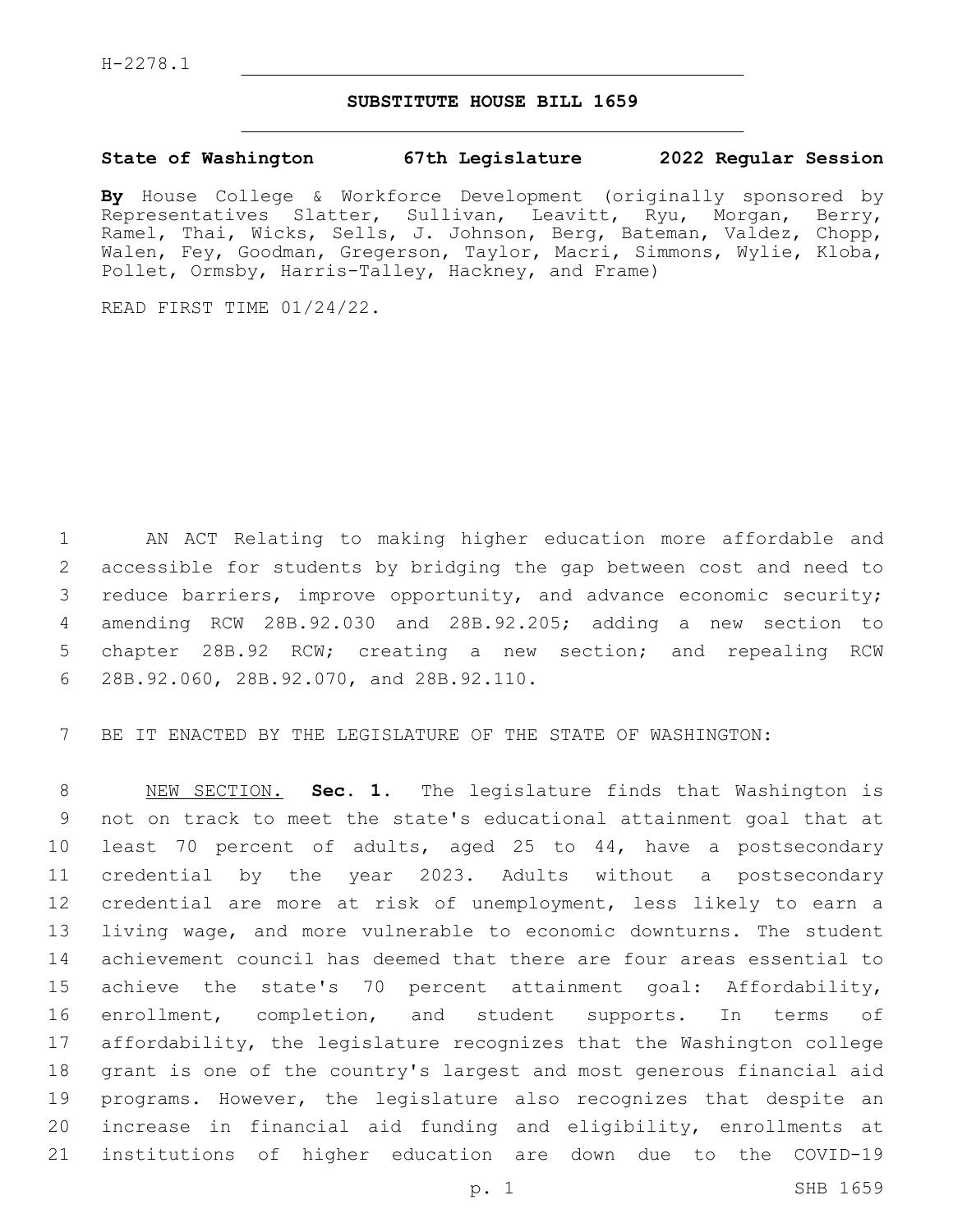H-2278.1

# SUBSTITUTE HOUSE BILL 1659

**State of Washington 67th Legislature 2022 Regular Session**

**By** House College & Workforce Development (originally sponsored by Representatives Slatter, Sullivan, Leavitt, Ryu, Morgan, Berry, Ramel, Thai, Wicks, Sells, J. Johnson, Berg, Bateman, Valdez, Chopp, Walen, Fey, Goodman, Gregerson, Taylor, Macri, Simmons, Wylie, Kloba, Pollet, Ormsby, Harris-Talley, Hackney, and Frame)

READ FIRST TIME 01/24/22.

AN ACT Relating to making higher education more affordable and accessible for students by bridging the gap between cost and need to reduce barriers, improve opportunity, and advance economic security; amending RCW 28B.92.030 and 28B.92.205; adding a new section to chapter 28B.92 RCW; creating a new section; and repealing RCW 28B.92.060, 28B.92.070, and 28B.92.110.

BE IT ENACTED BY THE LEGISLATURE OF THE STATE OF WASHINGTON:

NEW SECTION. **Sec. 1.** The legislature finds that Washington is not on track to meet the state's educational attainment goal that at least 70 percent of adults, aged 25 to 44, have a postsecondary credential by the year 2023. Adults without a postsecondary credential are more at risk of unemployment, less likely to earn a living wage, and more vulnerable to economic downturns. The student achievement council has deemed that there are four areas essential to achieve the state's 70 percent attainment goal: Affordability, enrollment, completion, and student supports. In terms of affordability, the legislature recognizes that the Washington college grant is one of the country's largest and most generous financial aid programs. However, the legislature also recognizes that despite an increase in financial aid funding and eligibility, enrollments at institutions of higher education are down due to the COVID-19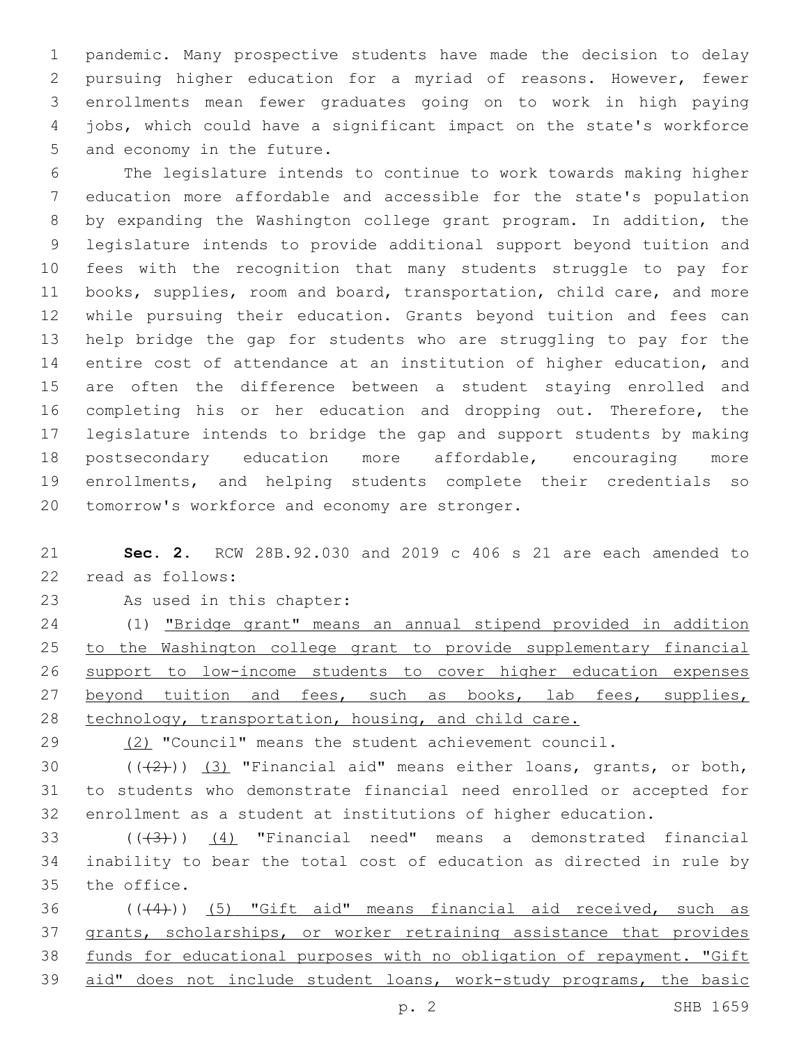pandemic. Many prospective students have made the decision to delay pursuing higher education for a myriad of reasons. However, fewer enrollments mean fewer graduates going on to work in high paying jobs, which could have a significant impact on the state's workforce and economy in the future.

The legislature intends to continue to work towards making higher education more affordable and accessible for the state's population by expanding the Washington college grant program. In addition, the legislature intends to provide additional support beyond tuition and fees with the recognition that many students struggle to pay for books, supplies, room and board, transportation, child care, and more while pursuing their education. Grants beyond tuition and fees can help bridge the gap for students who are struggling to pay for the entire cost of attendance at an institution of higher education, and are often the difference between a student staying enrolled and completing his or her education and dropping out. Therefore, the legislature intends to bridge the gap and support students by making postsecondary education more affordable, encouraging more enrollments, and helping students complete their credentials so tomorrow's workforce and economy are stronger.

**Sec. 2.** RCW 28B.92.030 and 2019 c 406 s 21 are each amended to read as follows:

As used in this chapter:

(1) "Bridge grant" means an annual stipend provided in addition to the Washington college grant to provide supplementary financial support to low-income students to cover higher education expenses beyond tuition and fees, such as books, lab fees, supplies, technology, transportation, housing, and child care.

(2) "Council" means the student achievement council.

~~((2))~~ (3) "Financial aid" means either loans, grants, or both, to students who demonstrate financial need enrolled or accepted for enrollment as a student at institutions of higher education.

~~((3))~~ (4) "Financial need" means a demonstrated financial inability to bear the total cost of education as directed in rule by the office.

~~((4))~~ (5) "Gift aid" means financial aid received, such as grants, scholarships, or worker retraining assistance that provides funds for educational purposes with no obligation of repayment. "Gift aid" does not include student loans, work-study programs, the basic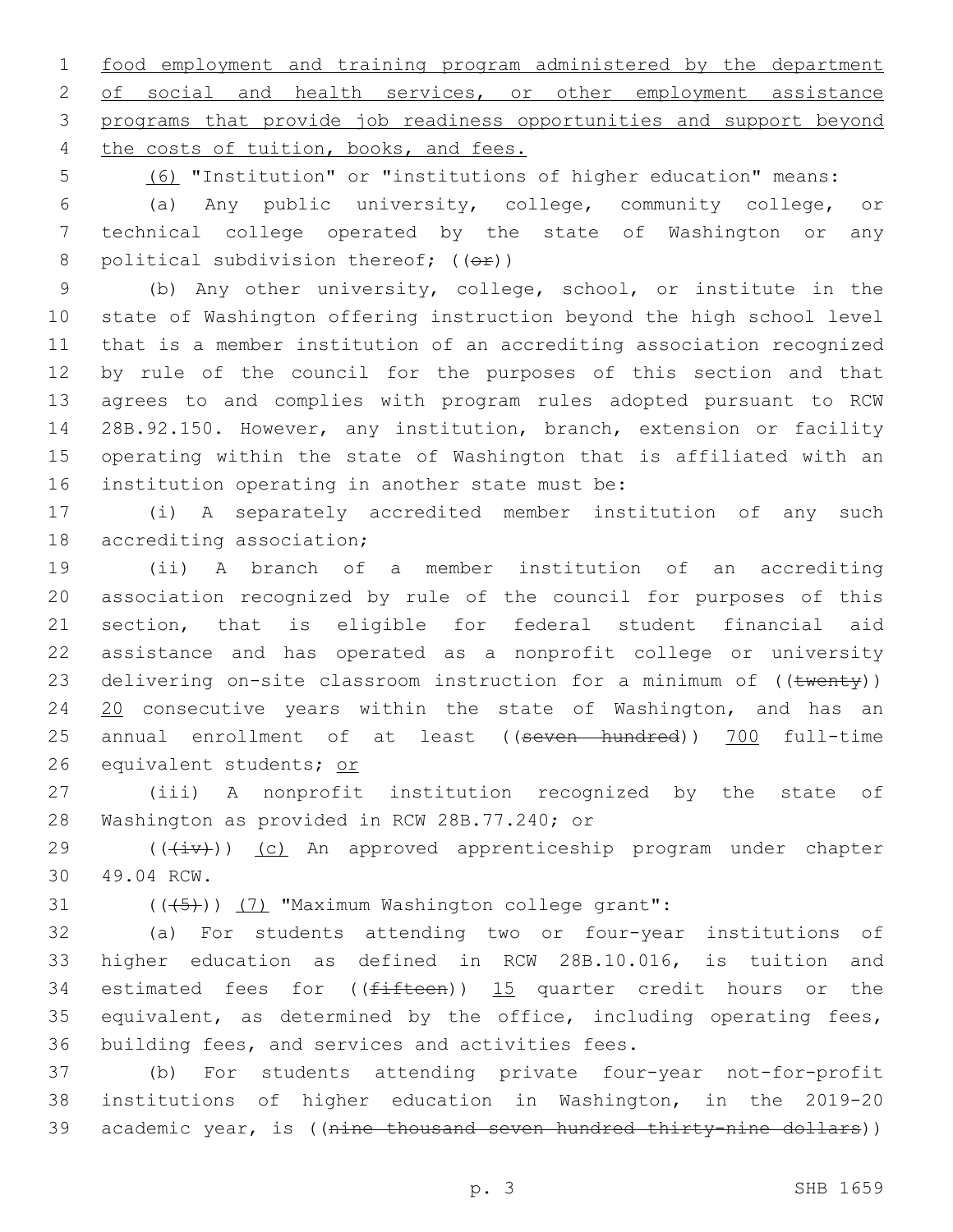food employment and training program administered by the department of social and health services, or other employment assistance programs that provide job readiness opportunities and support beyond the costs of tuition, books, and fees.

(6) "Institution" or "institutions of higher education" means:

(a) Any public university, college, community college, or technical college operated by the state of Washington or any political subdivision thereof; ((or))

(b) Any other university, college, school, or institute in the state of Washington offering instruction beyond the high school level that is a member institution of an accrediting association recognized by rule of the council for the purposes of this section and that agrees to and complies with program rules adopted pursuant to RCW 28B.92.150. However, any institution, branch, extension or facility operating within the state of Washington that is affiliated with an institution operating in another state must be:

(i) A separately accredited member institution of any such accrediting association;

(ii) A branch of a member institution of an accrediting association recognized by rule of the council for purposes of this section, that is eligible for federal student financial aid assistance and has operated as a nonprofit college or university delivering on-site classroom instruction for a minimum of ((twenty)) 20 consecutive years within the state of Washington, and has an annual enrollment of at least ((seven hundred)) 700 full-time equivalent students; or

(iii) A nonprofit institution recognized by the state of Washington as provided in RCW 28B.77.240; or

(((iv))) (c) An approved apprenticeship program under chapter 49.04 RCW.

(((5))) (7) "Maximum Washington college grant":

(a) For students attending two or four-year institutions of higher education as defined in RCW 28B.10.016, is tuition and estimated fees for ((fifteen)) 15 quarter credit hours or the equivalent, as determined by the office, including operating fees, building fees, and services and activities fees.

(b) For students attending private four-year not-for-profit institutions of higher education in Washington, in the 2019-20 academic year, is ((nine thousand seven hundred thirty-nine dollars))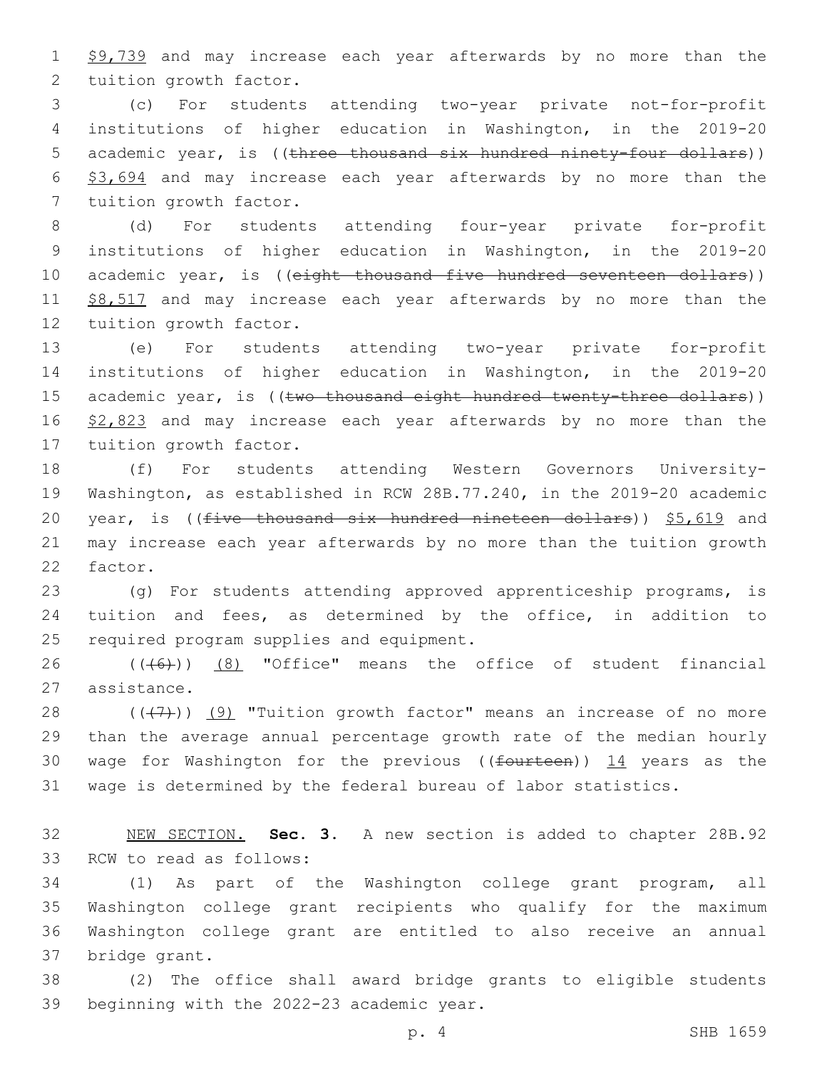$9,739 and may increase each year afterwards by no more than the tuition growth factor.

(c) For students attending two-year private not-for-profit institutions of higher education in Washington, in the 2019-20 academic year, is ((~~three thousand six hundred ninety-four dollars~~)) <u>$3,694</u> and may increase each year afterwards by no more than the tuition growth factor.

(d) For students attending four-year private for-profit institutions of higher education in Washington, in the 2019-20 academic year, is ((~~eight thousand five hundred seventeen dollars~~)) <u>$8,517</u> and may increase each year afterwards by no more than the tuition growth factor.

(e) For students attending two-year private for-profit institutions of higher education in Washington, in the 2019-20 academic year, is ((~~two thousand eight hundred twenty-three dollars~~)) <u>$2,823</u> and may increase each year afterwards by no more than the tuition growth factor.

(f) For students attending Western Governors University-Washington, as established in RCW 28B.77.240, in the 2019-20 academic year, is ((~~five thousand six hundred nineteen dollars~~)) <u>$5,619</u> and may increase each year afterwards by no more than the tuition growth factor.

(g) For students attending approved apprenticeship programs, is tuition and fees, as determined by the office, in addition to required program supplies and equipment.

((~~(6)~~)) <u>(8)</u> "Office" means the office of student financial assistance.

((~~(7)~~)) <u>(9)</u> "Tuition growth factor" means an increase of no more than the average annual percentage growth rate of the median hourly wage for Washington for the previous ((~~fourteen~~)) <u>14</u> years as the wage is determined by the federal bureau of labor statistics.

<u>NEW SECTION.</u> **Sec. 3.** A new section is added to chapter 28B.92 RCW to read as follows:

(1) As part of the Washington college grant program, all Washington college grant recipients who qualify for the maximum Washington college grant are entitled to also receive an annual bridge grant.

(2) The office shall award bridge grants to eligible students beginning with the 2022-23 academic year.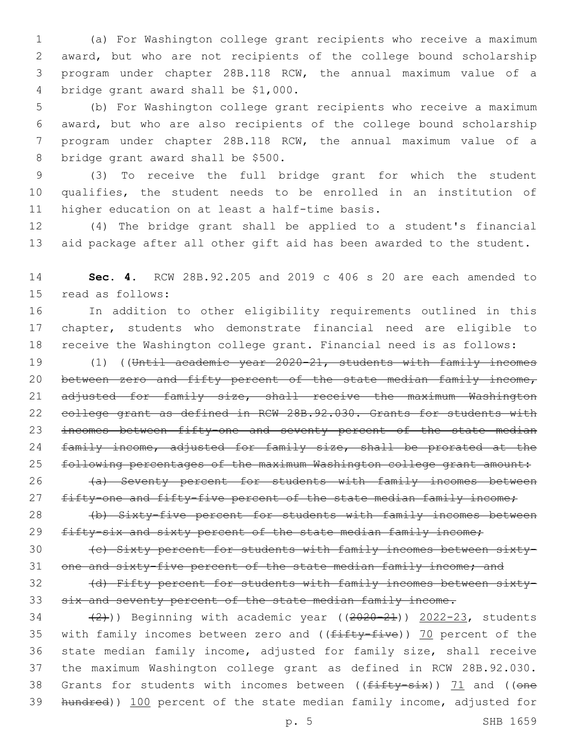(a) For Washington college grant recipients who receive a maximum award, but who are not recipients of the college bound scholarship program under chapter 28B.118 RCW, the annual maximum value of a bridge grant award shall be $1,000.

(b) For Washington college grant recipients who receive a maximum award, but who are also recipients of the college bound scholarship program under chapter 28B.118 RCW, the annual maximum value of a bridge grant award shall be $500.

(3) To receive the full bridge grant for which the student qualifies, the student needs to be enrolled in an institution of higher education on at least a half-time basis.

(4) The bridge grant shall be applied to a student's financial aid package after all other gift aid has been awarded to the student.

**Sec. 4.** RCW 28B.92.205 and 2019 c 406 s 20 are each amended to read as follows:

In addition to other eligibility requirements outlined in this chapter, students who demonstrate financial need are eligible to receive the Washington college grant. Financial need is as follows:

(1) ((~~Until academic year 2020-21, students with family incomes between zero and fifty percent of the state median family income, adjusted for family size, shall receive the maximum Washington college grant as defined in RCW 28B.92.030. Grants for students with incomes between fifty-one and seventy percent of the state median family income, adjusted for family size, shall be prorated at the following percentages of the maximum Washington college grant amount:~~

~~(a) Seventy percent for students with family incomes between fifty-one and fifty-five percent of the state median family income;~~

~~(b) Sixty-five percent for students with family incomes between fifty-six and sixty percent of the state median family income;~~

~~(c) Sixty percent for students with family incomes between sixty-one and sixty-five percent of the state median family income; and~~

~~(d) Fifty percent for students with family incomes between sixty-six and seventy percent of the state median family income.~~

~~(2)~~)) Beginning with academic year ((~~2020-21~~)) 2022-23, students with family incomes between zero and ((~~fifty-five~~)) 70 percent of the state median family income, adjusted for family size, shall receive the maximum Washington college grant as defined in RCW 28B.92.030. Grants for students with incomes between ((~~fifty-six~~)) 71 and ((~~one hundred~~)) 100 percent of the state median family income, adjusted for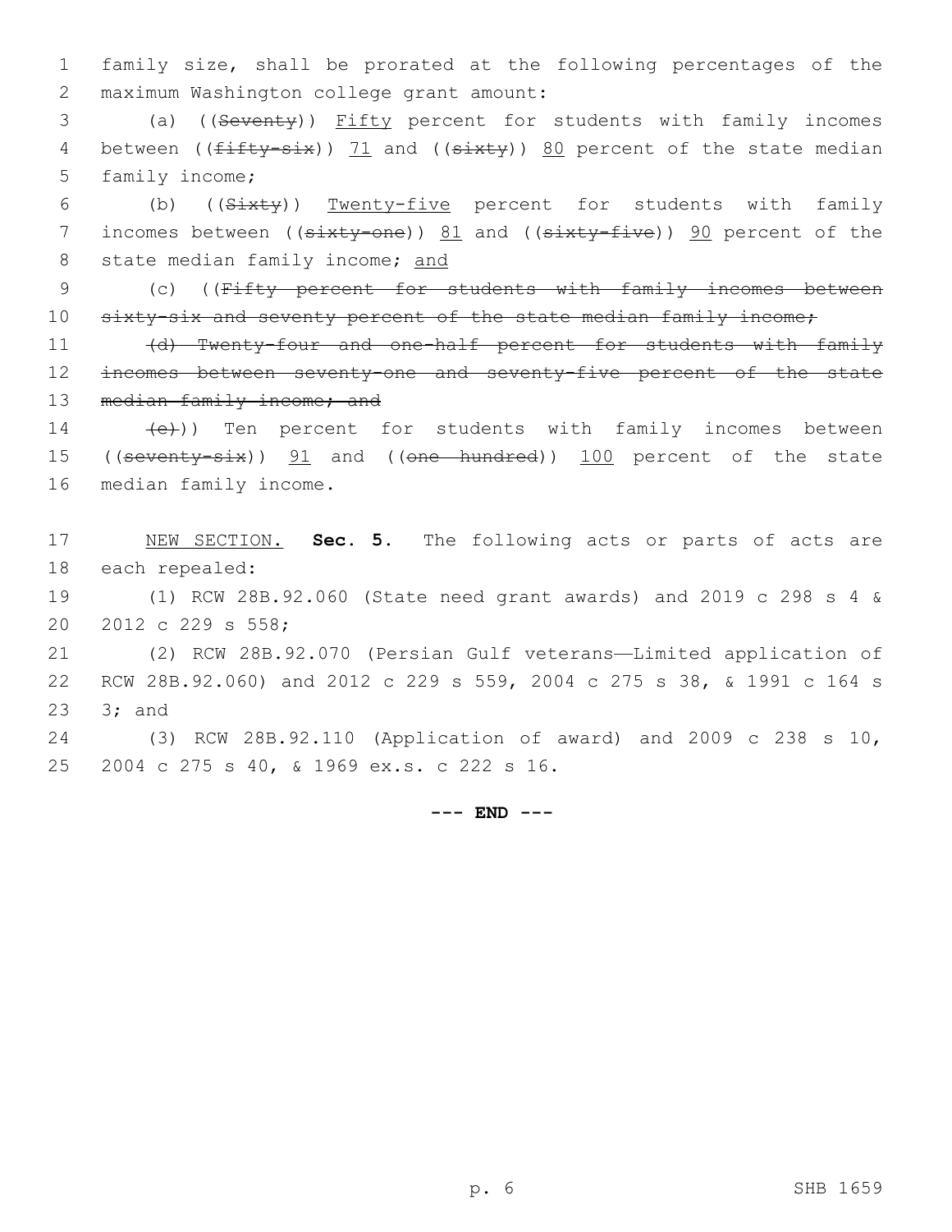family size, shall be prorated at the following percentages of the maximum Washington college grant amount:

(a) ((~~Seventy~~)) <u>Fifty</u> percent for students with family incomes between ((~~fifty-six~~)) <u>71</u> and ((~~sixty~~)) <u>80</u> percent of the state median family income;

(b) ((~~Sixty~~)) <u>Twenty-five</u> percent for students with family incomes between ((~~sixty-one~~)) <u>81</u> and ((~~sixty-five~~)) <u>90</u> percent of the state median family income; <u>and</u>

(c) ((~~Fifty percent for students with family incomes between sixty-six and seventy percent of the state median family income;~~

~~(d) Twenty-four and one-half percent for students with family incomes between seventy-one and seventy-five percent of the state median family income; and~~

~~(e)~~)) Ten percent for students with family incomes between ((~~seventy-six~~)) <u>91</u> and ((~~one hundred~~)) <u>100</u> percent of the state median family income.

<u>NEW SECTION.</u> **Sec. 5.** The following acts or parts of acts are each repealed:

(1) RCW 28B.92.060 (State need grant awards) and 2019 c 298 s 4 & 2012 c 229 s 558;

(2) RCW 28B.92.070 (Persian Gulf veterans—Limited application of RCW 28B.92.060) and 2012 c 229 s 559, 2004 c 275 s 38, & 1991 c 164 s 3; and

(3) RCW 28B.92.110 (Application of award) and 2009 c 238 s 10, 2004 c 275 s 40, & 1969 ex.s. c 222 s 16.

**--- END ---**